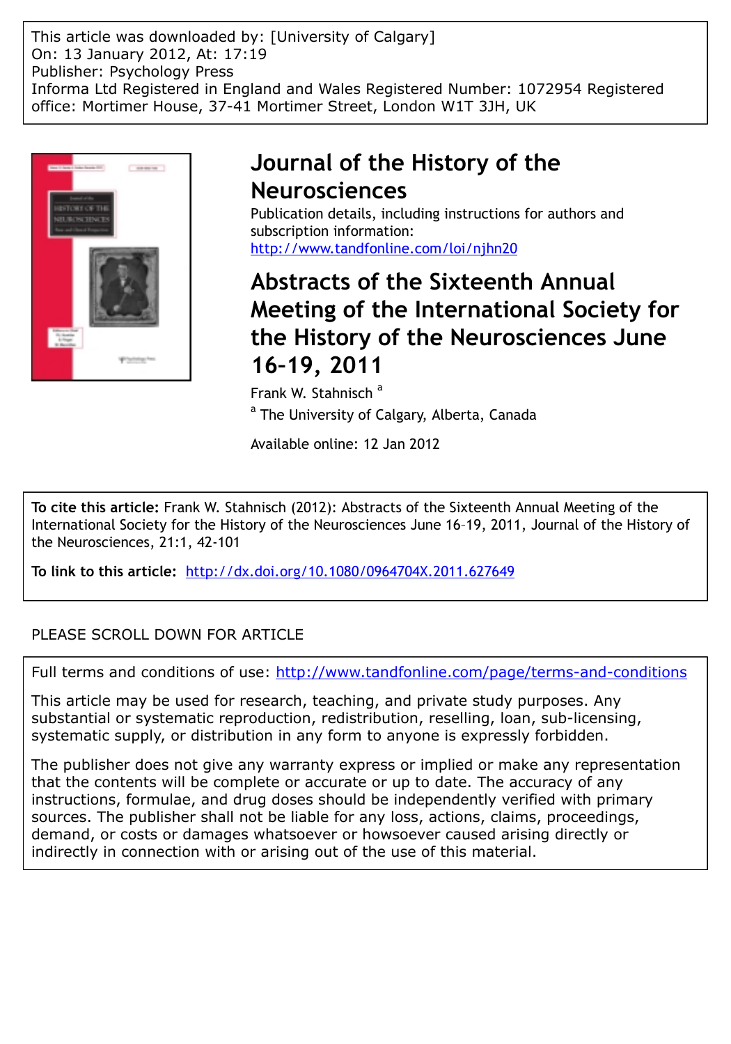This article was downloaded by: [University of Calgary]
On: 13 January 2012, At: 17:19
Publisher: Psychology Press
Informa Ltd Registered in England and Wales Registered Number: 1072954 Registered office: Mortimer House, 37-41 Mortimer Street, London W1T 3JH, UK

# Journal of the History of the Neurosciences

Publication details, including instructions for authors and subscription information:
http://www.tandfonline.com/loi/njhn20

# Abstracts of the Sixteenth Annual Meeting of the International Society for the History of the Neurosciences June 16-19, 2011

Frank W. Stahnisch [a]

[a] The University of Calgary, Alberta, Canada

Available online: 12 Jan 2012

**To cite this article:** Frank W. Stahnisch (2012): Abstracts of the Sixteenth Annual Meeting of the International Society for the History of the Neurosciences June 16–19, 2011, Journal of the History of the Neurosciences, 21:1, 42-101

**To link to this article:** http://dx.doi.org/10.1080/0964704X.2011.627649

PLEASE SCROLL DOWN FOR ARTICLE

Full terms and conditions of use: http://www.tandfonline.com/page/terms-and-conditions

This article may be used for research, teaching, and private study purposes. Any substantial or systematic reproduction, redistribution, reselling, loan, sub-licensing, systematic supply, or distribution in any form to anyone is expressly forbidden.

The publisher does not give any warranty express or implied or make any representation that the contents will be complete or accurate or up to date. The accuracy of any instructions, formulae, and drug doses should be independently verified with primary sources. The publisher shall not be liable for any loss, actions, claims, proceedings, demand, or costs or damages whatsoever or howsoever caused arising directly or indirectly in connection with or arising out of the use of this material.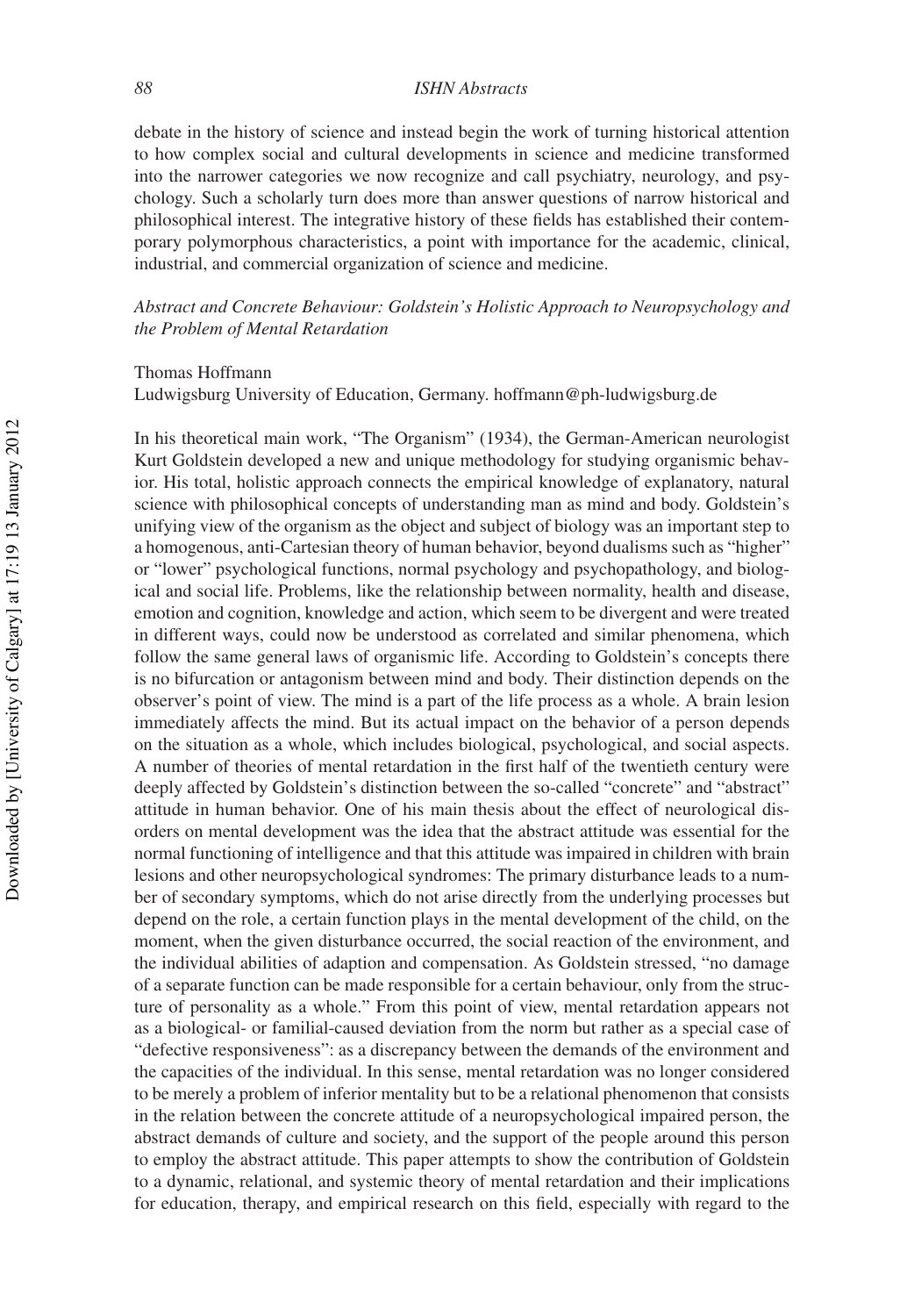debate in the history of science and instead begin the work of turning historical attention to how complex social and cultural developments in science and medicine transformed into the narrower categories we now recognize and call psychiatry, neurology, and psychology. Such a scholarly turn does more than answer questions of narrow historical and philosophical interest. The integrative history of these fields has established their contemporary polymorphous characteristics, a point with importance for the academic, clinical, industrial, and commercial organization of science and medicine.

*Abstract and Concrete Behaviour: Goldstein's Holistic Approach to Neuropsychology and the Problem of Mental Retardation*

Thomas Hoffmann
Ludwigsburg University of Education, Germany. hoffmann@ph-ludwigsburg.de

In his theoretical main work, "The Organism" (1934), the German-American neurologist Kurt Goldstein developed a new and unique methodology for studying organismic behavior. His total, holistic approach connects the empirical knowledge of explanatory, natural science with philosophical concepts of understanding man as mind and body. Goldstein's unifying view of the organism as the object and subject of biology was an important step to a homogenous, anti-Cartesian theory of human behavior, beyond dualisms such as "higher" or "lower" psychological functions, normal psychology and psychopathology, and biological and social life. Problems, like the relationship between normality, health and disease, emotion and cognition, knowledge and action, which seem to be divergent and were treated in different ways, could now be understood as correlated and similar phenomena, which follow the same general laws of organismic life. According to Goldstein's concepts there is no bifurcation or antagonism between mind and body. Their distinction depends on the observer's point of view. The mind is a part of the life process as a whole. A brain lesion immediately affects the mind. But its actual impact on the behavior of a person depends on the situation as a whole, which includes biological, psychological, and social aspects. A number of theories of mental retardation in the first half of the twentieth century were deeply affected by Goldstein's distinction between the so-called "concrete" and "abstract" attitude in human behavior. One of his main thesis about the effect of neurological disorders on mental development was the idea that the abstract attitude was essential for the normal functioning of intelligence and that this attitude was impaired in children with brain lesions and other neuropsychological syndromes: The primary disturbance leads to a number of secondary symptoms, which do not arise directly from the underlying processes but depend on the role, a certain function plays in the mental development of the child, on the moment, when the given disturbance occurred, the social reaction of the environment, and the individual abilities of adaption and compensation. As Goldstein stressed, "no damage of a separate function can be made responsible for a certain behaviour, only from the structure of personality as a whole." From this point of view, mental retardation appears not as a biological- or familial-caused deviation from the norm but rather as a special case of "defective responsiveness": as a discrepancy between the demands of the environment and the capacities of the individual. In this sense, mental retardation was no longer considered to be merely a problem of inferior mentality but to be a relational phenomenon that consists in the relation between the concrete attitude of a neuropsychological impaired person, the abstract demands of culture and society, and the support of the people around this person to employ the abstract attitude. This paper attempts to show the contribution of Goldstein to a dynamic, relational, and systemic theory of mental retardation and their implications for education, therapy, and empirical research on this field, especially with regard to the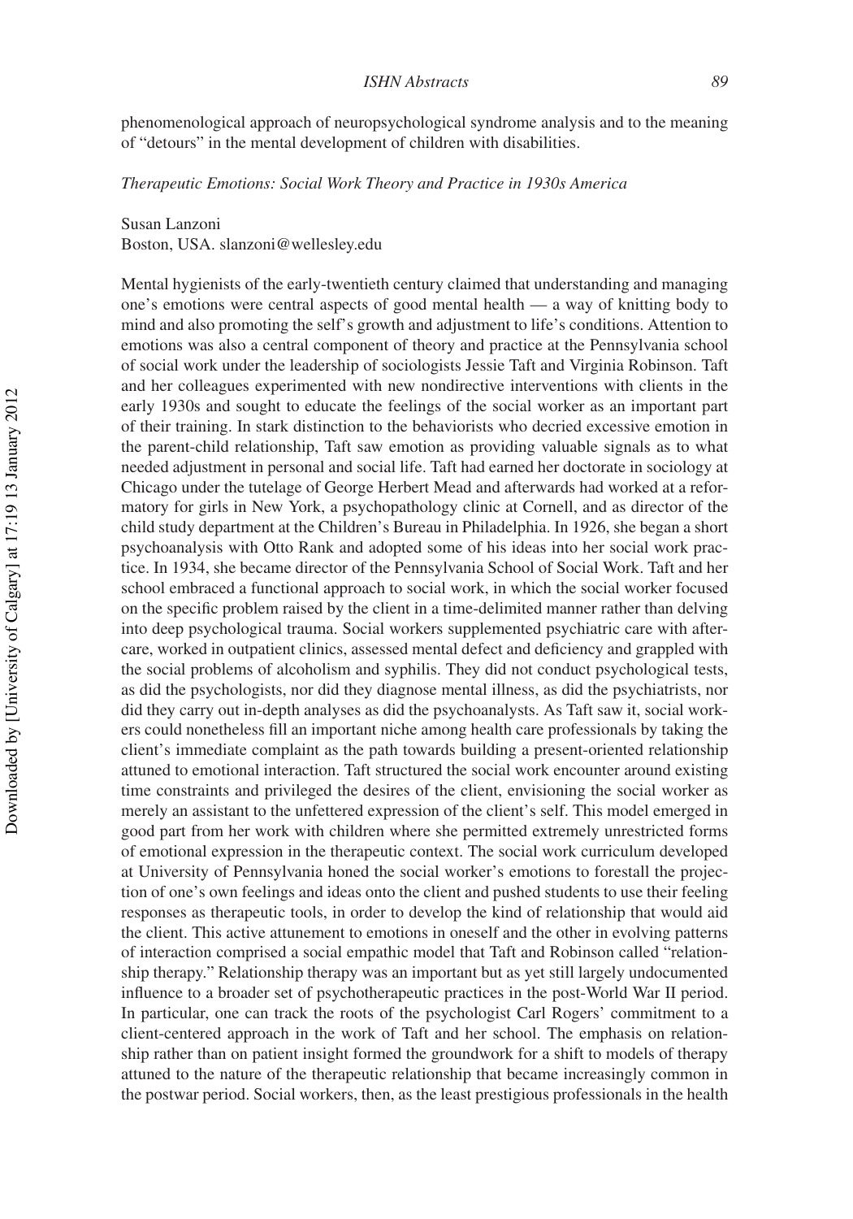phenomenological approach of neuropsychological syndrome analysis and to the meaning of "detours" in the mental development of children with disabilities.

*Therapeutic Emotions: Social Work Theory and Practice in 1930s America*

Susan Lanzoni
Boston, USA. slanzoni@wellesley.edu

Mental hygienists of the early-twentieth century claimed that understanding and managing one's emotions were central aspects of good mental health — a way of knitting body to mind and also promoting the self's growth and adjustment to life's conditions. Attention to emotions was also a central component of theory and practice at the Pennsylvania school of social work under the leadership of sociologists Jessie Taft and Virginia Robinson. Taft and her colleagues experimented with new nondirective interventions with clients in the early 1930s and sought to educate the feelings of the social worker as an important part of their training. In stark distinction to the behaviorists who decried excessive emotion in the parent-child relationship, Taft saw emotion as providing valuable signals as to what needed adjustment in personal and social life. Taft had earned her doctorate in sociology at Chicago under the tutelage of George Herbert Mead and afterwards had worked at a reformatory for girls in New York, a psychopathology clinic at Cornell, and as director of the child study department at the Children's Bureau in Philadelphia. In 1926, she began a short psychoanalysis with Otto Rank and adopted some of his ideas into her social work practice. In 1934, she became director of the Pennsylvania School of Social Work. Taft and her school embraced a functional approach to social work, in which the social worker focused on the specific problem raised by the client in a time-delimited manner rather than delving into deep psychological trauma. Social workers supplemented psychiatric care with aftercare, worked in outpatient clinics, assessed mental defect and deficiency and grappled with the social problems of alcoholism and syphilis. They did not conduct psychological tests, as did the psychologists, nor did they diagnose mental illness, as did the psychiatrists, nor did they carry out in-depth analyses as did the psychoanalysts. As Taft saw it, social workers could nonetheless fill an important niche among health care professionals by taking the client's immediate complaint as the path towards building a present-oriented relationship attuned to emotional interaction. Taft structured the social work encounter around existing time constraints and privileged the desires of the client, envisioning the social worker as merely an assistant to the unfettered expression of the client's self. This model emerged in good part from her work with children where she permitted extremely unrestricted forms of emotional expression in the therapeutic context. The social work curriculum developed at University of Pennsylvania honed the social worker's emotions to forestall the projection of one's own feelings and ideas onto the client and pushed students to use their feeling responses as therapeutic tools, in order to develop the kind of relationship that would aid the client. This active attunement to emotions in oneself and the other in evolving patterns of interaction comprised a social empathic model that Taft and Robinson called "relationship therapy." Relationship therapy was an important but as yet still largely undocumented influence to a broader set of psychotherapeutic practices in the post-World War II period. In particular, one can track the roots of the psychologist Carl Rogers' commitment to a client-centered approach in the work of Taft and her school. The emphasis on relationship rather than on patient insight formed the groundwork for a shift to models of therapy attuned to the nature of the therapeutic relationship that became increasingly common in the postwar period. Social workers, then, as the least prestigious professionals in the health